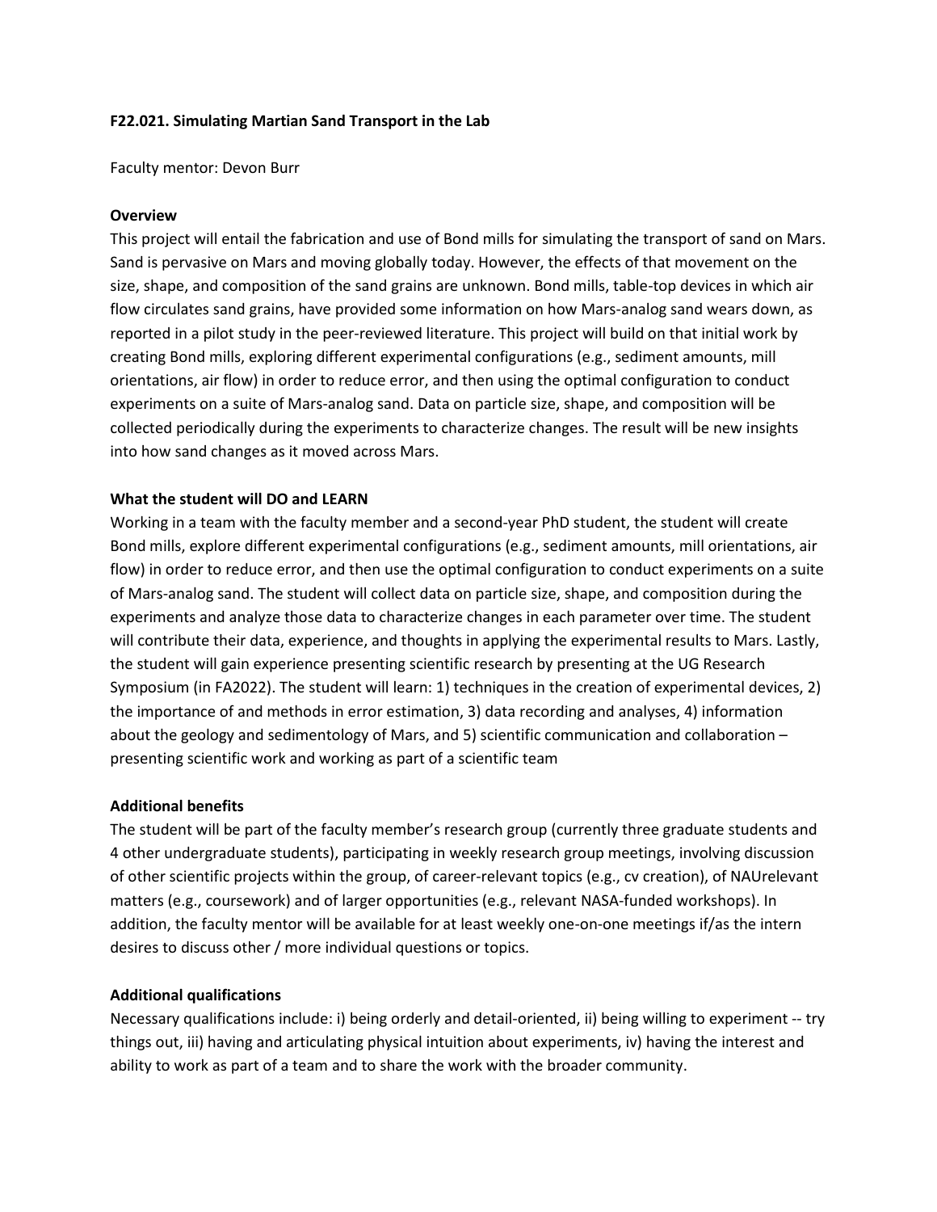**F22.021. Simulating Martian Sand Transport in the Lab**

Faculty mentor: Devon Burr

**Overview**

This project will entail the fabrication and use of Bond mills for simulating the transport of sand on Mars. Sand is pervasive on Mars and moving globally today. However, the effects of that movement on the size, shape, and composition of the sand grains are unknown. Bond mills, table-top devices in which air flow circulates sand grains, have provided some information on how Mars-analog sand wears down, as reported in a pilot study in the peer-reviewed literature. This project will build on that initial work by creating Bond mills, exploring different experimental configurations (e.g., sediment amounts, mill orientations, air flow) in order to reduce error, and then using the optimal configuration to conduct experiments on a suite of Mars-analog sand. Data on particle size, shape, and composition will be collected periodically during the experiments to characterize changes. The result will be new insights into how sand changes as it moved across Mars.

**What the student will DO and LEARN**

Working in a team with the faculty member and a second-year PhD student, the student will create Bond mills, explore different experimental configurations (e.g., sediment amounts, mill orientations, air flow) in order to reduce error, and then use the optimal configuration to conduct experiments on a suite of Mars-analog sand. The student will collect data on particle size, shape, and composition during the experiments and analyze those data to characterize changes in each parameter over time. The student will contribute their data, experience, and thoughts in applying the experimental results to Mars. Lastly, the student will gain experience presenting scientific research by presenting at the UG Research Symposium (in FA2022). The student will learn: 1) techniques in the creation of experimental devices, 2) the importance of and methods in error estimation, 3) data recording and analyses, 4) information about the geology and sedimentology of Mars, and 5) scientific communication and collaboration – presenting scientific work and working as part of a scientific team

**Additional benefits**

The student will be part of the faculty member's research group (currently three graduate students and 4 other undergraduate students), participating in weekly research group meetings, involving discussion of other scientific projects within the group, of career-relevant topics (e.g., cv creation), of NAUrelevant matters (e.g., coursework) and of larger opportunities (e.g., relevant NASA-funded workshops). In addition, the faculty mentor will be available for at least weekly one-on-one meetings if/as the intern desires to discuss other / more individual questions or topics.

**Additional qualifications**

Necessary qualifications include: i) being orderly and detail-oriented, ii) being willing to experiment -- try things out, iii) having and articulating physical intuition about experiments, iv) having the interest and ability to work as part of a team and to share the work with the broader community.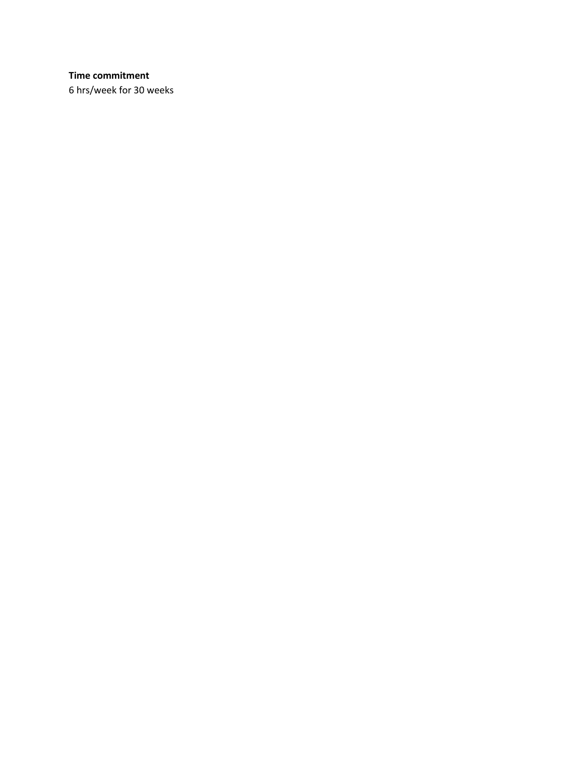**Time commitment**

6 hrs/week for 30 weeks